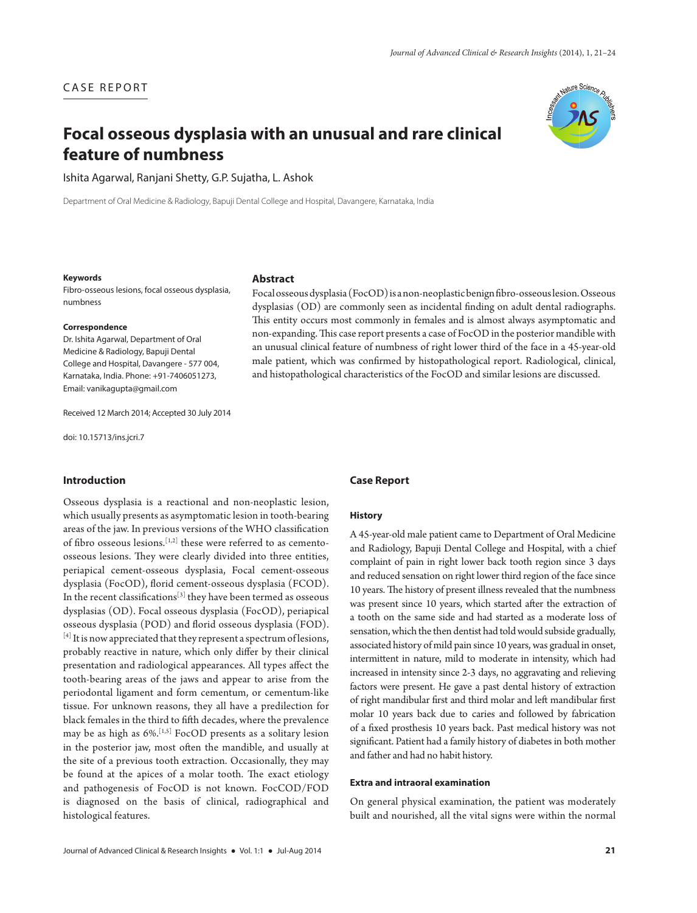CASE REPORT

# Focal osseous dysplasia with an unusual and rare clinical feature of numbness

Ishita Agarwal, Ranjani Shetty, G.P. Sujatha, L. Ashok

Department of Oral Medicine & Radiology, Bapuji Dental College and Hospital, Davangere, Karnataka, India

**Keywords**

Fibro-osseous lesions, focal osseous dysplasia, numbness

**Correspondence**

Dr. Ishita Agarwal, Department of Oral Medicine & Radiology, Bapuji Dental College and Hospital, Davangere - 577 004, Karnataka, India. Phone: +91-7406051273, Email: vanikagupta@gmail.com

Received 12 March 2014; Accepted 30 July 2014

doi: 10.15713/ins.jcri.7

## Abstract

Focal osseous dysplasia (FocOD) is a non-neoplastic benign fibro-osseous lesion. Osseous dysplasias (OD) are commonly seen as incidental finding on adult dental radiographs. This entity occurs most commonly in females and is almost always asymptomatic and non-expanding. This case report presents a case of FocOD in the posterior mandible with an unusual clinical feature of numbness of right lower third of the face in a 45-year-old male patient, which was confirmed by histopathological report. Radiological, clinical, and histopathological characteristics of the FocOD and similar lesions are discussed.

## Introduction

Osseous dysplasia is a reactional and non-neoplastic lesion, which usually presents as asymptomatic lesion in tooth-bearing areas of the jaw. In previous versions of the WHO classification of fibro osseous lesions.[1,2] these were referred to as cemento-osseous lesions. They were clearly divided into three entities, periapical cement-osseous dysplasia, Focal cement-osseous dysplasia (FocOD), florid cement-osseous dysplasia (FCOD). In the recent classifications[3] they have been termed as osseous dysplasias (OD). Focal osseous dysplasia (FocOD), periapical osseous dysplasia (POD) and florid osseous dysplasia (FOD).[4] It is now appreciated that they represent a spectrum of lesions, probably reactive in nature, which only differ by their clinical presentation and radiological appearances. All types affect the tooth-bearing areas of the jaws and appear to arise from the periodontal ligament and form cementum, or cementum-like tissue. For unknown reasons, they all have a predilection for black females in the third to fifth decades, where the prevalence may be as high as 6%.[1,5] FocOD presents as a solitary lesion in the posterior jaw, most often the mandible, and usually at the site of a previous tooth extraction. Occasionally, they may be found at the apices of a molar tooth. The exact etiology and pathogenesis of FocOD is not known. FocCOD/FOD is diagnosed on the basis of clinical, radiographical and histological features.

## Case Report

### History

A 45-year-old male patient came to Department of Oral Medicine and Radiology, Bapuji Dental College and Hospital, with a chief complaint of pain in right lower back tooth region since 3 days and reduced sensation on right lower third region of the face since 10 years. The history of present illness revealed that the numbness was present since 10 years, which started after the extraction of a tooth on the same side and had started as a moderate loss of sensation, which the then dentist had told would subside gradually, associated history of mild pain since 10 years, was gradual in onset, intermittent in nature, mild to moderate in intensity, which had increased in intensity since 2-3 days, no aggravating and relieving factors were present. He gave a past dental history of extraction of right mandibular first and third molar and left mandibular first molar 10 years back due to caries and followed by fabrication of a fixed prosthesis 10 years back. Past medical history was not significant. Patient had a family history of diabetes in both mother and father and had no habit history.

### Extra and intraoral examination

On general physical examination, the patient was moderately built and nourished, all the vital signs were within the normal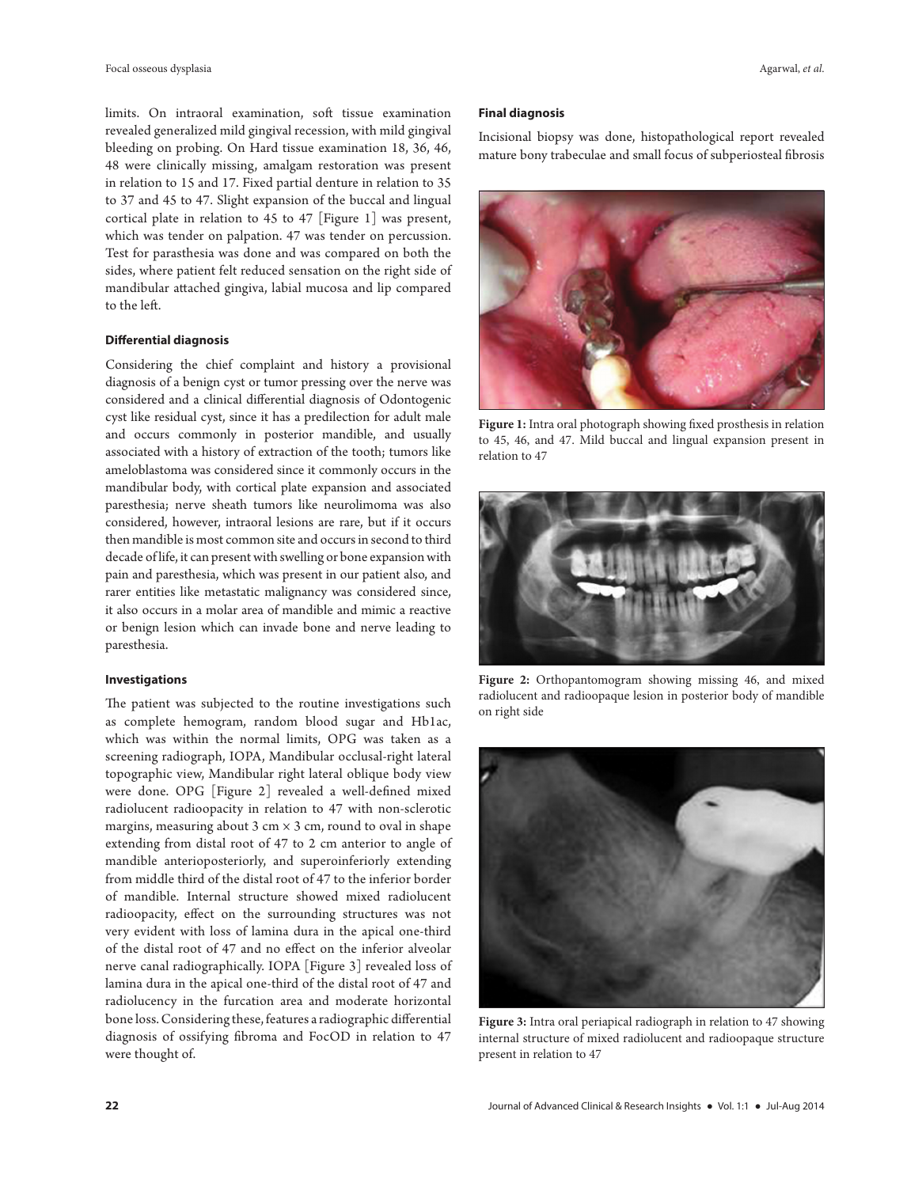limits. On intraoral examination, soft tissue examination revealed generalized mild gingival recession, with mild gingival bleeding on probing. On Hard tissue examination 18, 36, 46, 48 were clinically missing, amalgam restoration was present in relation to 15 and 17. Fixed partial denture in relation to 35 to 37 and 45 to 47. Slight expansion of the buccal and lingual cortical plate in relation to 45 to 47 [Figure 1] was present, which was tender on palpation. 47 was tender on percussion. Test for parasthesia was done and was compared on both the sides, where patient felt reduced sensation on the right side of mandibular attached gingiva, labial mucosa and lip compared to the left.

### Differential diagnosis

Considering the chief complaint and history a provisional diagnosis of a benign cyst or tumor pressing over the nerve was considered and a clinical differential diagnosis of Odontogenic cyst like residual cyst, since it has a predilection for adult male and occurs commonly in posterior mandible, and usually associated with a history of extraction of the tooth; tumors like ameloblastoma was considered since it commonly occurs in the mandibular body, with cortical plate expansion and associated paresthesia; nerve sheath tumors like neurolimoma was also considered, however, intraoral lesions are rare, but if it occurs then mandible is most common site and occurs in second to third decade of life, it can present with swelling or bone expansion with pain and paresthesia, which was present in our patient also, and rarer entities like metastatic malignancy was considered since, it also occurs in a molar area of mandible and mimic a reactive or benign lesion which can invade bone and nerve leading to paresthesia.

### Investigations

The patient was subjected to the routine investigations such as complete hemogram, random blood sugar and Hb1ac, which was within the normal limits, OPG was taken as a screening radiograph, IOPA, Mandibular occlusal-right lateral topographic view, Mandibular right lateral oblique body view were done. OPG [Figure 2] revealed a well-defined mixed radiolucent radioopacity in relation to 47 with non-sclerotic margins, measuring about 3 cm × 3 cm, round to oval in shape extending from distal root of 47 to 2 cm anterior to angle of mandible anterioposteriorly, and superoinferiorly extending from middle third of the distal root of 47 to the inferior border of mandible. Internal structure showed mixed radiolucent radioopacity, effect on the surrounding structures was not very evident with loss of lamina dura in the apical one-third of the distal root of 47 and no effect on the inferior alveolar nerve canal radiographically. IOPA [Figure 3] revealed loss of lamina dura in the apical one-third of the distal root of 47 and radiolucency in the furcation area and moderate horizontal bone loss. Considering these, features a radiographic differential diagnosis of ossifying fibroma and FocOD in relation to 47 were thought of.

### Final diagnosis

Incisional biopsy was done, histopathological report revealed mature bony trabeculae and small focus of subperiosteal fibrosis

**Figure 1:** Intra oral photograph showing fixed prosthesis in relation to 45, 46, and 47. Mild buccal and lingual expansion present in relation to 47

**Figure 2:** Orthopantomogram showing missing 46, and mixed radiolucent and radioopaque lesion in posterior body of mandible on right side

**Figure 3:** Intra oral periapical radiograph in relation to 47 showing internal structure of mixed radiolucent and radioopaque structure present in relation to 47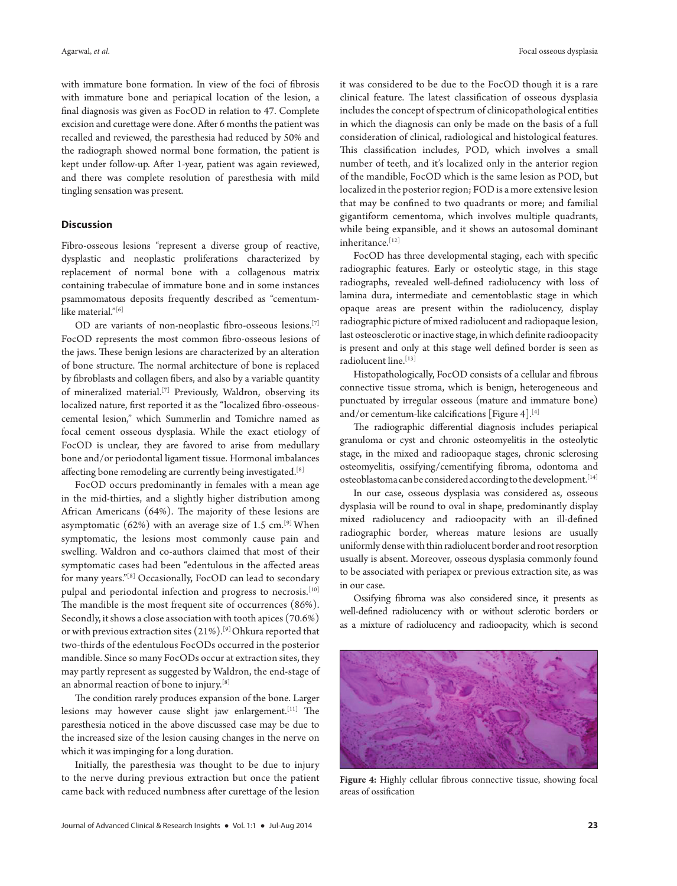with immature bone formation. In view of the foci of fibrosis with immature bone and periapical location of the lesion, a final diagnosis was given as FocOD in relation to 47. Complete excision and curettage were done. After 6 months the patient was recalled and reviewed, the paresthesia had reduced by 50% and the radiograph showed normal bone formation, the patient is kept under follow-up. After 1-year, patient was again reviewed, and there was complete resolution of paresthesia with mild tingling sensation was present.

## Discussion

Fibro-osseous lesions "represent a diverse group of reactive, dysplastic and neoplastic proliferations characterized by replacement of normal bone with a collagenous matrix containing trabeculae of immature bone and in some instances psammomatous deposits frequently described as "cementum-like material."[6]

OD are variants of non-neoplastic fibro-osseous lesions.[7] FocOD represents the most common fibro-osseous lesions of the jaws. These benign lesions are characterized by an alteration of bone structure. The normal architecture of bone is replaced by fibroblasts and collagen fibers, and also by a variable quantity of mineralized material.[7] Previously, Waldron, observing its localized nature, first reported it as the "localized fibro-osseous-cemental lesion," which Summerlin and Tomichre named as focal cement osseous dysplasia. While the exact etiology of FocOD is unclear, they are favored to arise from medullary bone and/or periodontal ligament tissue. Hormonal imbalances affecting bone remodeling are currently being investigated.[8]

FocOD occurs predominantly in females with a mean age in the mid-thirties, and a slightly higher distribution among African Americans (64%). The majority of these lesions are asymptomatic (62%) with an average size of 1.5 cm.[9] When symptomatic, the lesions most commonly cause pain and swelling. Waldron and co-authors claimed that most of their symptomatic cases had been "edentulous in the affected areas for many years."[8] Occasionally, FocOD can lead to secondary pulpal and periodontal infection and progress to necrosis.[10] The mandible is the most frequent site of occurrences (86%). Secondly, it shows a close association with tooth apices (70.6%) or with previous extraction sites (21%).[9] Ohkura reported that two-thirds of the edentulous FocODs occurred in the posterior mandible. Since so many FocODs occur at extraction sites, they may partly represent as suggested by Waldron, the end-stage of an abnormal reaction of bone to injury.[8]

The condition rarely produces expansion of the bone. Larger lesions may however cause slight jaw enlargement.[11] The paresthesia noticed in the above discussed case may be due to the increased size of the lesion causing changes in the nerve on which it was impinging for a long duration.

Initially, the paresthesia was thought to be due to injury to the nerve during previous extraction but once the patient came back with reduced numbness after curettage of the lesion it was considered to be due to the FocOD though it is a rare clinical feature. The latest classification of osseous dysplasia includes the concept of spectrum of clinicopathological entities in which the diagnosis can only be made on the basis of a full consideration of clinical, radiological and histological features. This classification includes, POD, which involves a small number of teeth, and it's localized only in the anterior region of the mandible, FocOD which is the same lesion as POD, but localized in the posterior region; FOD is a more extensive lesion that may be confined to two quadrants or more; and familial gigantiform cementoma, which involves multiple quadrants, while being expansible, and it shows an autosomal dominant inheritance.[12]

FocOD has three developmental staging, each with specific radiographic features. Early or osteolytic stage, in this stage radiographs, revealed well-defined radiolucency with loss of lamina dura, intermediate and cementoblastic stage in which opaque areas are present within the radiolucency, display radiographic picture of mixed radiolucent and radiopaque lesion, last osteosclerotic or inactive stage, in which definite radioopacity is present and only at this stage well defined border is seen as radiolucent line.[13]

Histopathologically, FocOD consists of a cellular and fibrous connective tissue stroma, which is benign, heterogeneous and punctuated by irregular osseous (mature and immature bone) and/or cementum-like calcifications [Figure 4].[4]

The radiographic differential diagnosis includes periapical granuloma or cyst and chronic osteomyelitis in the osteolytic stage, in the mixed and radioopaque stages, chronic sclerosing osteomyelitis, ossifying/cementifying fibroma, odontoma and osteoblastoma can be considered according to the development.[14]

In our case, osseous dysplasia was considered as, osseous dysplasia will be round to oval in shape, predominantly display mixed radiolucency and radioopacity with an ill-defined radiographic border, whereas mature lesions are usually uniformly dense with thin radiolucent border and root resorption usually is absent. Moreover, osseous dysplasia commonly found to be associated with periapex or previous extraction site, as was in our case.

Ossifying fibroma was also considered since, it presents as well-defined radiolucency with or without sclerotic borders or as a mixture of radiolucency and radioopacity, which is second

**Figure 4:** Highly cellular fibrous connective tissue, showing focal areas of ossification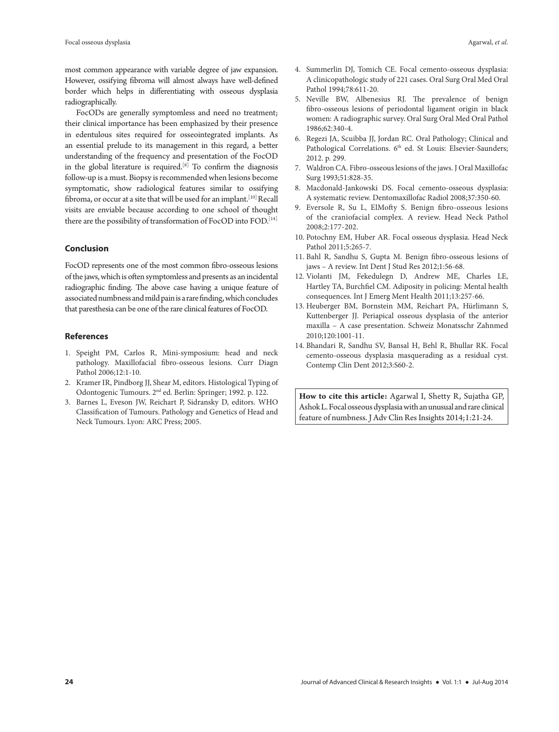most common appearance with variable degree of jaw expansion. However, ossifying fibroma will almost always have well-defined border which helps in differentiating with osseous dysplasia radiographically.

FocODs are generally symptomless and need no treatment; their clinical importance has been emphasized by their presence in edentulous sites required for osseointegrated implants. As an essential prelude to its management in this regard, a better understanding of the frequency and presentation of the FocOD in the global literature is required.[8] To confirm the diagnosis follow-up is a must. Biopsy is recommended when lesions become symptomatic, show radiological features similar to ossifying fibroma, or occur at a site that will be used for an implant.[10] Recall visits are enviable because according to one school of thought there are the possibility of transformation of FocOD into FOD.[14]

## Conclusion

FocOD represents one of the most common fibro-osseous lesions of the jaws, which is often symptomless and presents as an incidental radiographic finding. The above case having a unique feature of associated numbness and mild pain is a rare finding, which concludes that paresthesia can be one of the rare clinical features of FocOD.

## References

1. Speight PM, Carlos R, Mini-symposium: head and neck pathology. Maxillofacial fibro-osseous lesions. Curr Diagn Pathol 2006;12:1-10.
2. Kramer IR, Pindborg JJ, Shear M, editors. Histological Typing of Odontogenic Tumours. 2nd ed. Berlin: Springer; 1992. p. 122.
3. Barnes L, Eveson JW, Reichart P, Sidransky D, editors. WHO Classification of Tumours. Pathology and Genetics of Head and Neck Tumours. Lyon: ARC Press; 2005.
4. Summerlin DJ, Tomich CE. Focal cemento-osseous dysplasia: A clinicopathologic study of 221 cases. Oral Surg Oral Med Oral Pathol 1994;78:611-20.
5. Neville BW, Albenesius RJ. The prevalence of benign fibro-osseous lesions of periodontal ligament origin in black women: A radiographic survey. Oral Surg Oral Med Oral Pathol 1986;62:340-4.
6. Regezi JA, Scuibba JJ, Jordan RC. Oral Pathology; Clinical and Pathological Correlations. 6th ed. St Louis: Elsevier-Saunders; 2012. p. 299.
7. Waldron CA. Fibro-osseous lesions of the jaws. J Oral Maxillofac Surg 1993;51:828-35.
8. Macdonald-Jankowski DS. Focal cemento-osseous dysplasia: A systematic review. Dentomaxillofac Radiol 2008;37:350-60.
9. Eversole R, Su L, ElMofty S. Benign fibro-osseous lesions of the craniofacial complex. A review. Head Neck Pathol 2008;2:177-202.
10. Potochny EM, Huber AR. Focal osseous dysplasia. Head Neck Pathol 2011;5:265-7.
11. Bahl R, Sandhu S, Gupta M. Benign fibro-osseous lesions of jaws – A review. Int Dent J Stud Res 2012;1:56-68.
12. Violanti JM, Fekedulegn D, Andrew ME, Charles LE, Hartley TA, Burchfiel CM. Adiposity in policing: Mental health consequences. Int J Emerg Ment Health 2011;13:257-66.
13. Heuberger BM, Bornstein MM, Reichart PA, Hürlimann S, Kuttenberger JJ. Periapical osseous dysplasia of the anterior maxilla – A case presentation. Schweiz Monatsschr Zahnmed 2010;120:1001-11.
14. Bhandari R, Sandhu SV, Bansal H, Behl R, Bhullar RK. Focal cemento-osseous dysplasia masquerading as a residual cyst. Contemp Clin Dent 2012;3:S60-2.

**How to cite this article:** Agarwal I, Shetty R, Sujatha GP, Ashok L. Focal osseous dysplasia with an unusual and rare clinical feature of numbness. J Adv Clin Res Insights 2014;1:21-24.